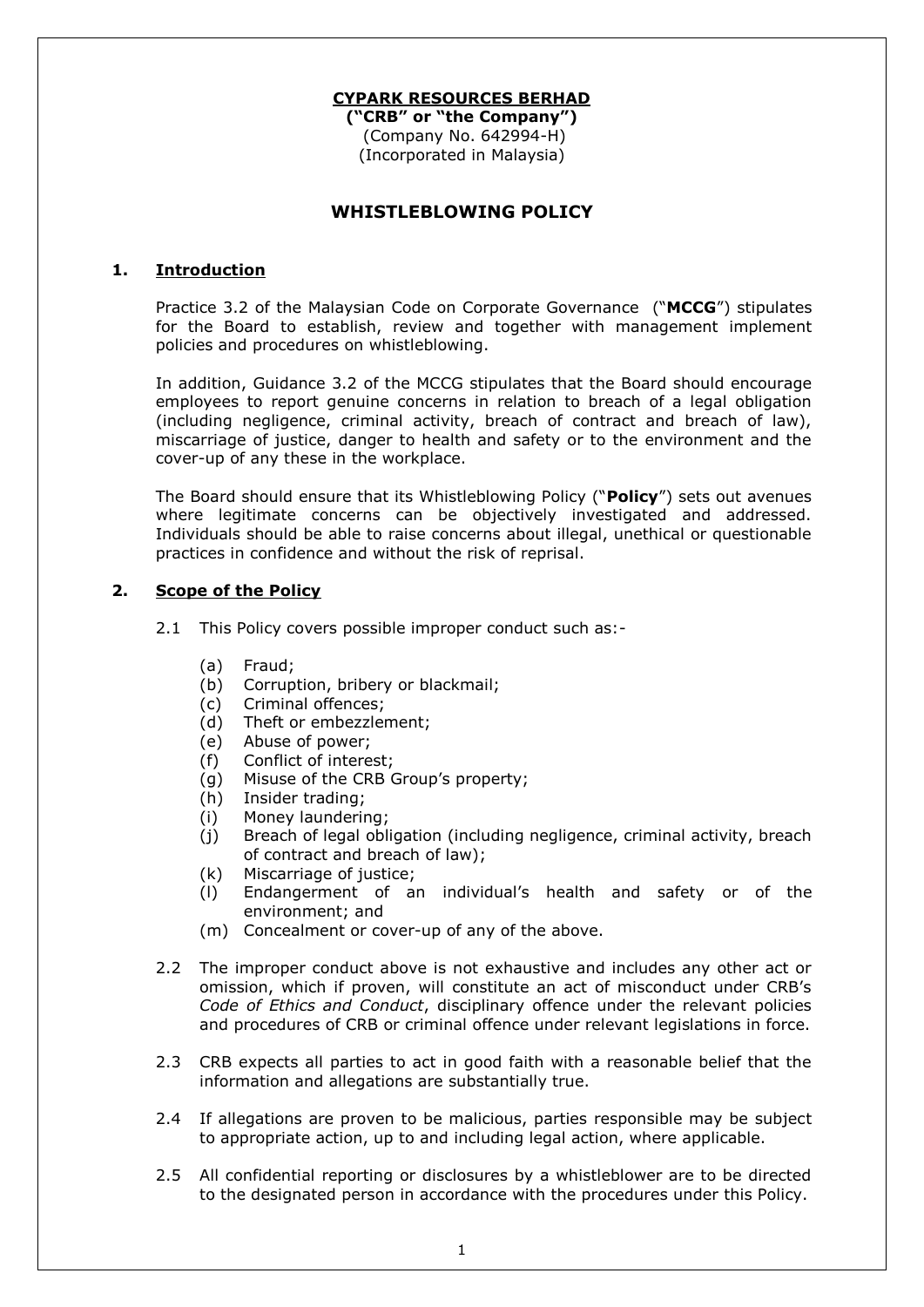**CYPARK RESOURCES BERHAD**
**("CRB" or "the Company")**
(Company No. 642994-H)
(Incorporated in Malaysia)

# WHISTLEBLOWING POLICY

## 1. Introduction

Practice 3.2 of the Malaysian Code on Corporate Governance ("**MCCG**") stipulates for the Board to establish, review and together with management implement policies and procedures on whistleblowing.

In addition, Guidance 3.2 of the MCCG stipulates that the Board should encourage employees to report genuine concerns in relation to breach of a legal obligation (including negligence, criminal activity, breach of contract and breach of law), miscarriage of justice, danger to health and safety or to the environment and the cover-up of any these in the workplace.

The Board should ensure that its Whistleblowing Policy ("**Policy**") sets out avenues where legitimate concerns can be objectively investigated and addressed. Individuals should be able to raise concerns about illegal, unethical or questionable practices in confidence and without the risk of reprisal.

## 2. Scope of the Policy

2.1 This Policy covers possible improper conduct such as:-

(a) Fraud;
(b) Corruption, bribery or blackmail;
(c) Criminal offences;
(d) Theft or embezzlement;
(e) Abuse of power;
(f) Conflict of interest;
(g) Misuse of the CRB Group's property;
(h) Insider trading;
(i) Money laundering;
(j) Breach of legal obligation (including negligence, criminal activity, breach of contract and breach of law);
(k) Miscarriage of justice;
(l) Endangerment of an individual's health and safety or of the environment; and
(m) Concealment or cover-up of any of the above.

2.2 The improper conduct above is not exhaustive and includes any other act or omission, which if proven, will constitute an act of misconduct under CRB's *Code of Ethics and Conduct*, disciplinary offence under the relevant policies and procedures of CRB or criminal offence under relevant legislations in force.

2.3 CRB expects all parties to act in good faith with a reasonable belief that the information and allegations are substantially true.

2.4 If allegations are proven to be malicious, parties responsible may be subject to appropriate action, up to and including legal action, where applicable.

2.5 All confidential reporting or disclosures by a whistleblower are to be directed to the designated person in accordance with the procedures under this Policy.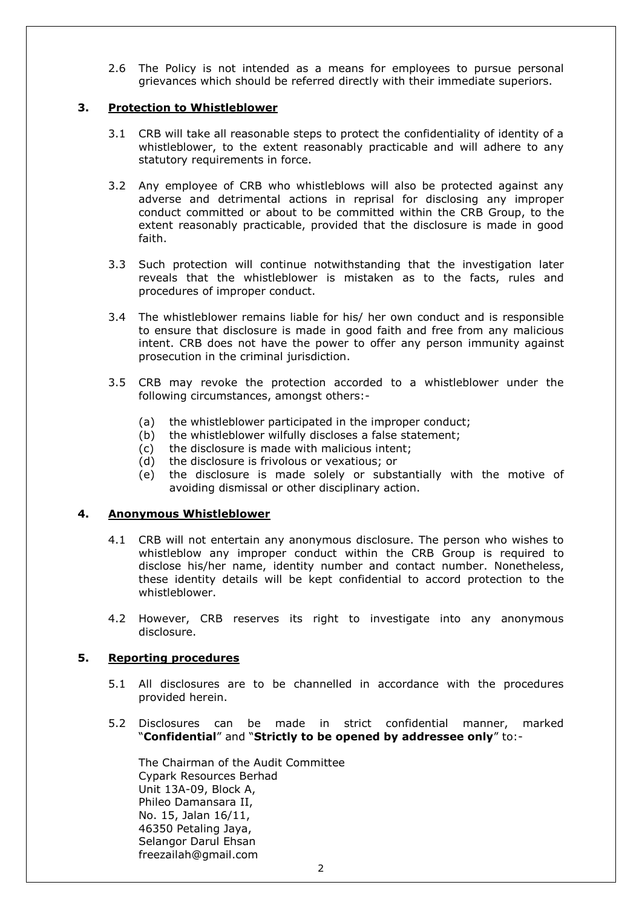2.6 The Policy is not intended as a means for employees to pursue personal grievances which should be referred directly with their immediate superiors.

## 3. Protection to Whistleblower

3.1 CRB will take all reasonable steps to protect the confidentiality of identity of a whistleblower, to the extent reasonably practicable and will adhere to any statutory requirements in force.

3.2 Any employee of CRB who whistleblows will also be protected against any adverse and detrimental actions in reprisal for disclosing any improper conduct committed or about to be committed within the CRB Group, to the extent reasonably practicable, provided that the disclosure is made in good faith.

3.3 Such protection will continue notwithstanding that the investigation later reveals that the whistleblower is mistaken as to the facts, rules and procedures of improper conduct.

3.4 The whistleblower remains liable for his/ her own conduct and is responsible to ensure that disclosure is made in good faith and free from any malicious intent. CRB does not have the power to offer any person immunity against prosecution in the criminal jurisdiction.

3.5 CRB may revoke the protection accorded to a whistleblower under the following circumstances, amongst others:-

(a) the whistleblower participated in the improper conduct;
(b) the whistleblower wilfully discloses a false statement;
(c) the disclosure is made with malicious intent;
(d) the disclosure is frivolous or vexatious; or
(e) the disclosure is made solely or substantially with the motive of avoiding dismissal or other disciplinary action.

## 4. Anonymous Whistleblower

4.1 CRB will not entertain any anonymous disclosure. The person who wishes to whistleblow any improper conduct within the CRB Group is required to disclose his/her name, identity number and contact number. Nonetheless, these identity details will be kept confidential to accord protection to the whistleblower.

4.2 However, CRB reserves its right to investigate into any anonymous disclosure.

## 5. Reporting procedures

5.1 All disclosures are to be channelled in accordance with the procedures provided herein.

5.2 Disclosures can be made in strict confidential manner, marked "**Confidential**" and "**Strictly to be opened by addressee only**" to:-

The Chairman of the Audit Committee
Cypark Resources Berhad
Unit 13A-09, Block A,
Phileo Damansara II,
No. 15, Jalan 16/11,
46350 Petaling Jaya,
Selangor Darul Ehsan
freezailah@gmail.com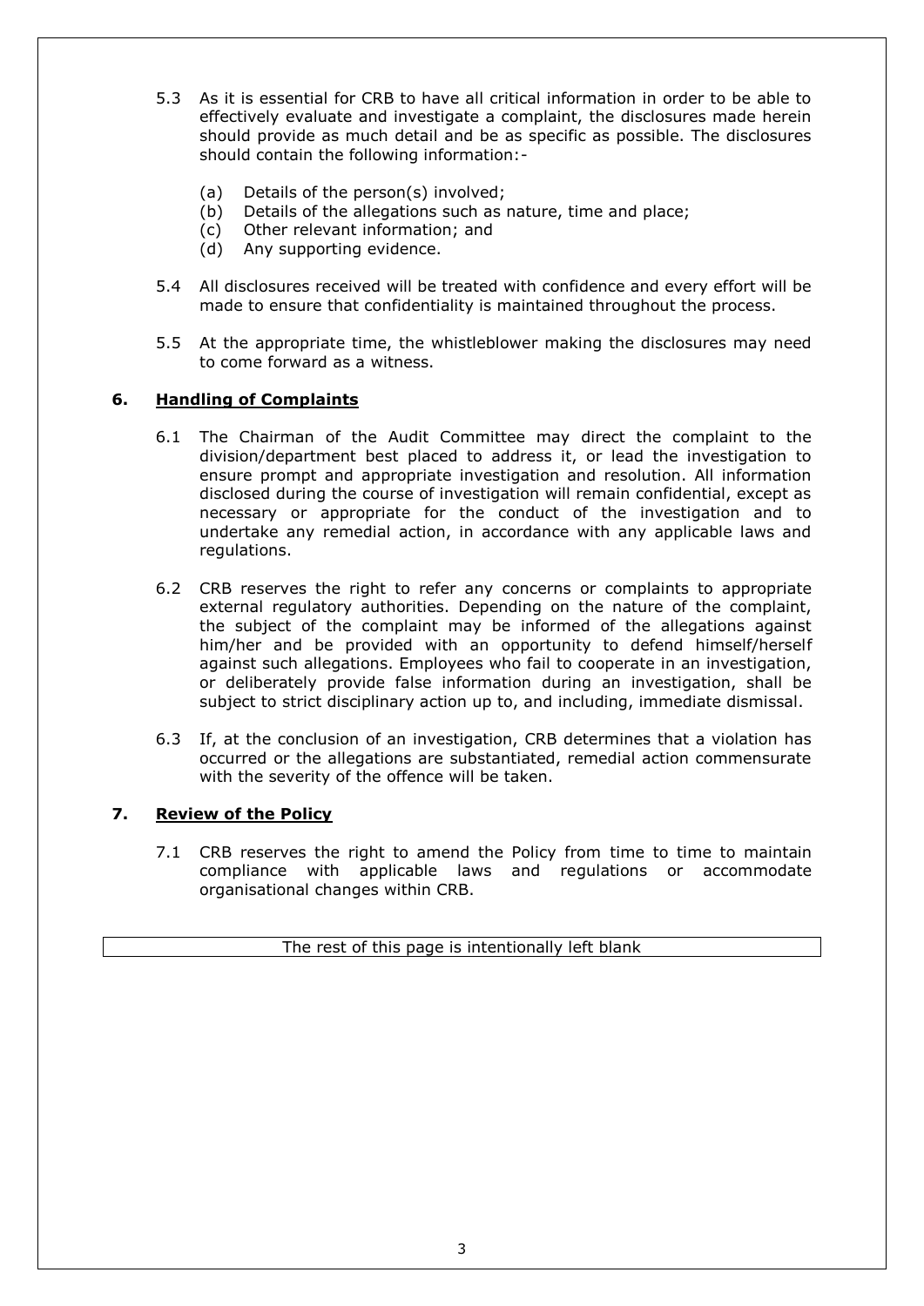5.3 As it is essential for CRB to have all critical information in order to be able to effectively evaluate and investigate a complaint, the disclosures made herein should provide as much detail and be as specific as possible. The disclosures should contain the following information:-

   (a) Details of the person(s) involved;
   (b) Details of the allegations such as nature, time and place;
   (c) Other relevant information; and
   (d) Any supporting evidence.

5.4 All disclosures received will be treated with confidence and every effort will be made to ensure that confidentiality is maintained throughout the process.

5.5 At the appropriate time, the whistleblower making the disclosures may need to come forward as a witness.

## 6. Handling of Complaints

6.1 The Chairman of the Audit Committee may direct the complaint to the division/department best placed to address it, or lead the investigation to ensure prompt and appropriate investigation and resolution. All information disclosed during the course of investigation will remain confidential, except as necessary or appropriate for the conduct of the investigation and to undertake any remedial action, in accordance with any applicable laws and regulations.

6.2 CRB reserves the right to refer any concerns or complaints to appropriate external regulatory authorities. Depending on the nature of the complaint, the subject of the complaint may be informed of the allegations against him/her and be provided with an opportunity to defend himself/herself against such allegations. Employees who fail to cooperate in an investigation, or deliberately provide false information during an investigation, shall be subject to strict disciplinary action up to, and including, immediate dismissal.

6.3 If, at the conclusion of an investigation, CRB determines that a violation has occurred or the allegations are substantiated, remedial action commensurate with the severity of the offence will be taken.

## 7. Review of the Policy

7.1 CRB reserves the right to amend the Policy from time to time to maintain compliance with applicable laws and regulations or accommodate organisational changes within CRB.

The rest of this page is intentionally left blank